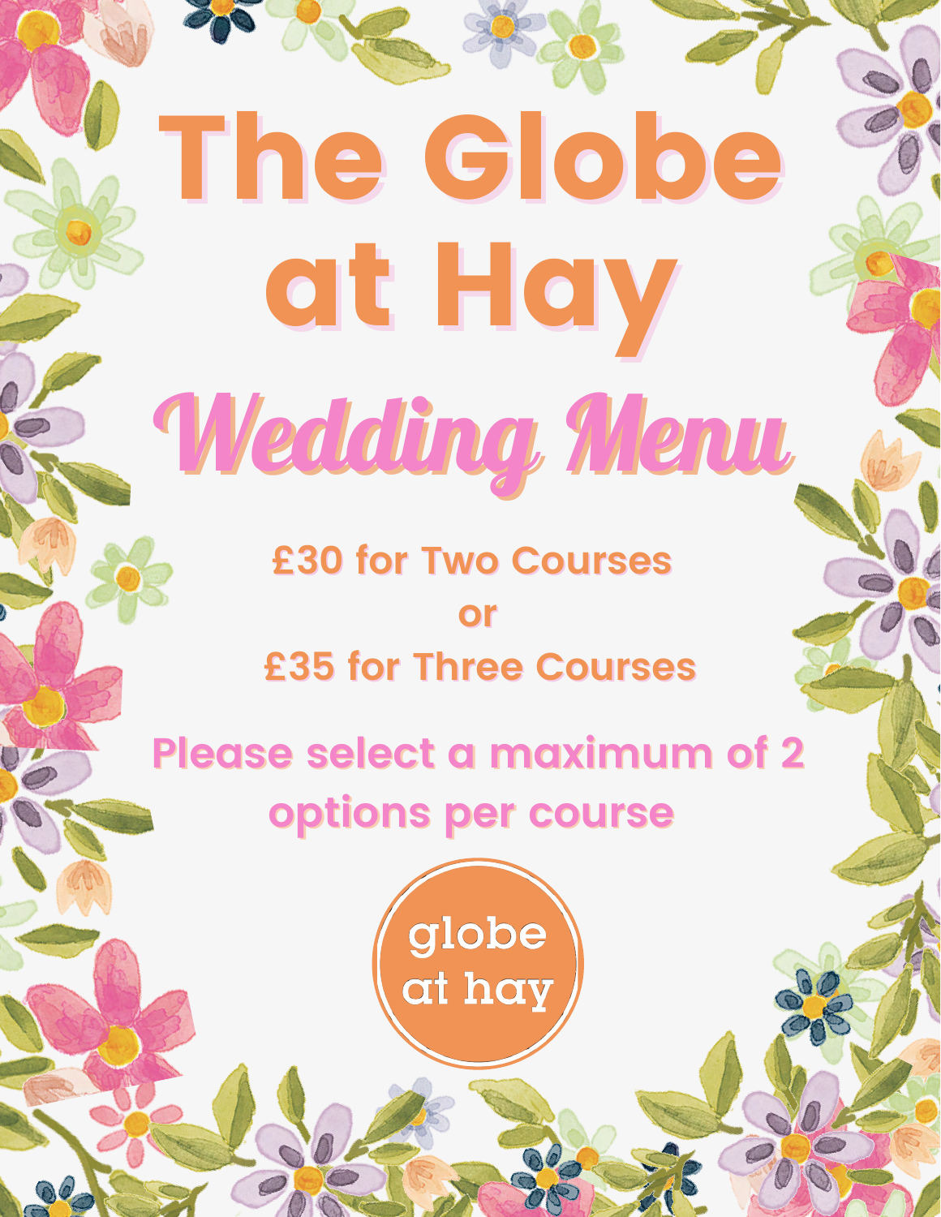# The Globe at Hay

## Wedding Menu

**£30 for Two Courses**

**or**

**£35 for Three Courses**

**Please select a maximum of 2 options per course**

globe at hay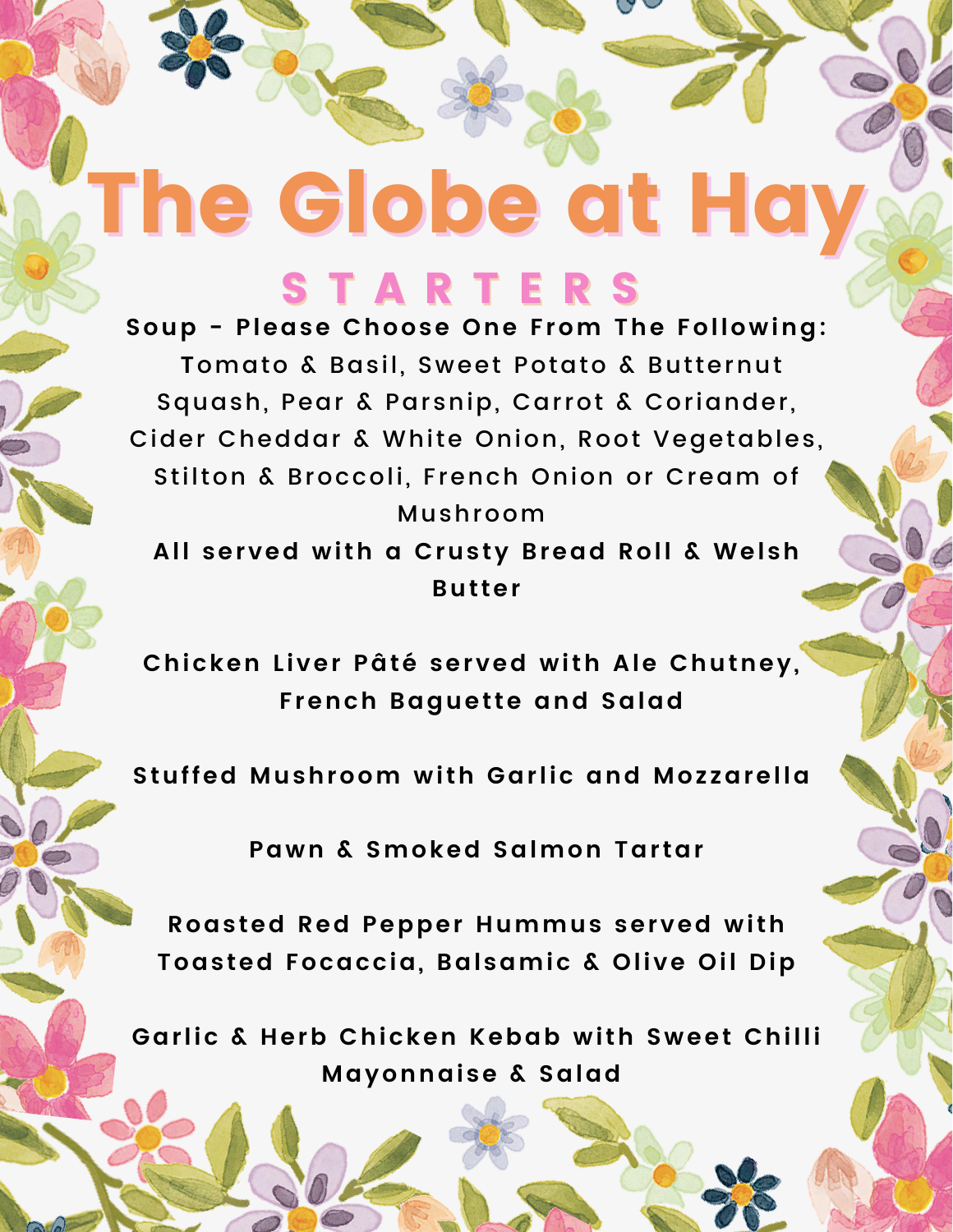# The Globe at Hay

## STARTERS

**Soup - Please Choose One From The Following:**
Tomato & Basil, Sweet Potato & Butternut Squash, Pear & Parsnip, Carrot & Coriander, Cider Cheddar & White Onion, Root Vegetables, Stilton & Broccoli, French Onion or Cream of Mushroom
**All served with a Crusty Bread Roll & Welsh Butter**

**Chicken Liver Pâté served with Ale Chutney, French Baguette and Salad**

**Stuffed Mushroom with Garlic and Mozzarella**

**Pawn & Smoked Salmon Tartar**

**Roasted Red Pepper Hummus served with Toasted Focaccia, Balsamic & Olive Oil Dip**

**Garlic & Herb Chicken Kebab with Sweet Chilli Mayonnaise & Salad**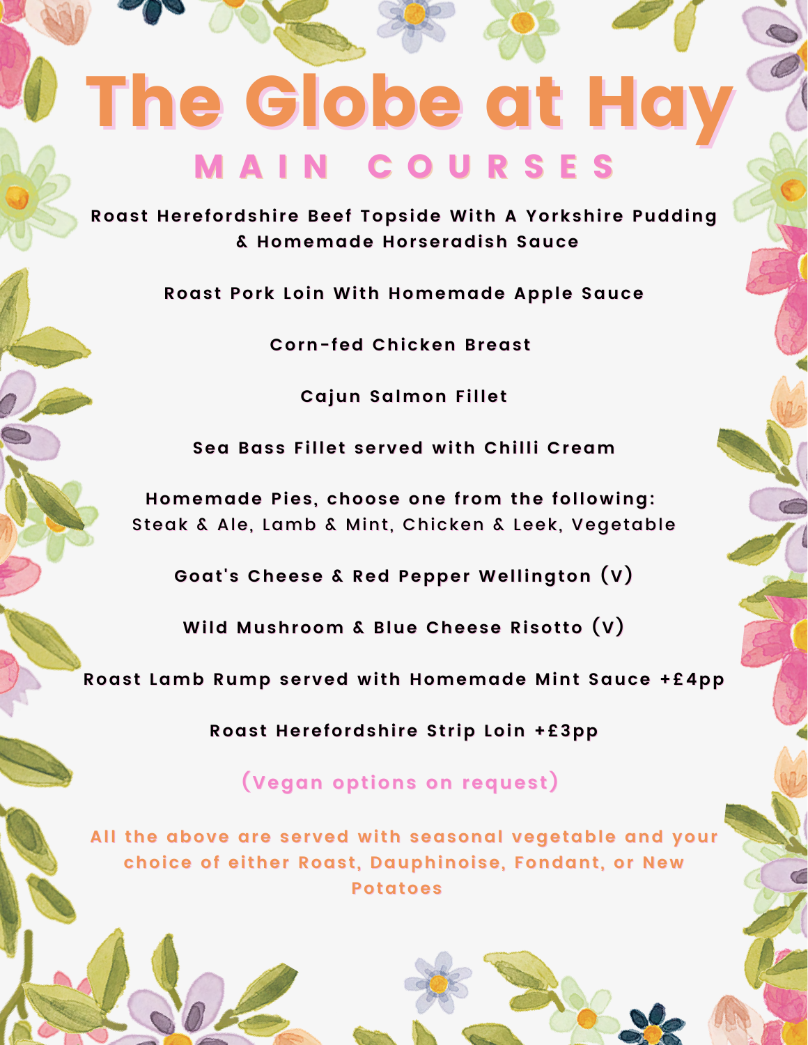# The Globe at Hay

## MAIN COURSES

Roast Herefordshire Beef Topside With A Yorkshire Pudding & Homemade Horseradish Sauce

Roast Pork Loin With Homemade Apple Sauce

Corn-fed Chicken Breast

Cajun Salmon Fillet

Sea Bass Fillet served with Chilli Cream

Homemade Pies, choose one from the following:
Steak & Ale, Lamb & Mint, Chicken & Leek, Vegetable

Goat's Cheese & Red Pepper Wellington (V)

Wild Mushroom & Blue Cheese Risotto (V)

Roast Lamb Rump served with Homemade Mint Sauce +£4pp

Roast Herefordshire Strip Loin +£3pp

(Vegan options on request)

All the above are served with seasonal vegetable and your choice of either Roast, Dauphinoise, Fondant, or New Potatoes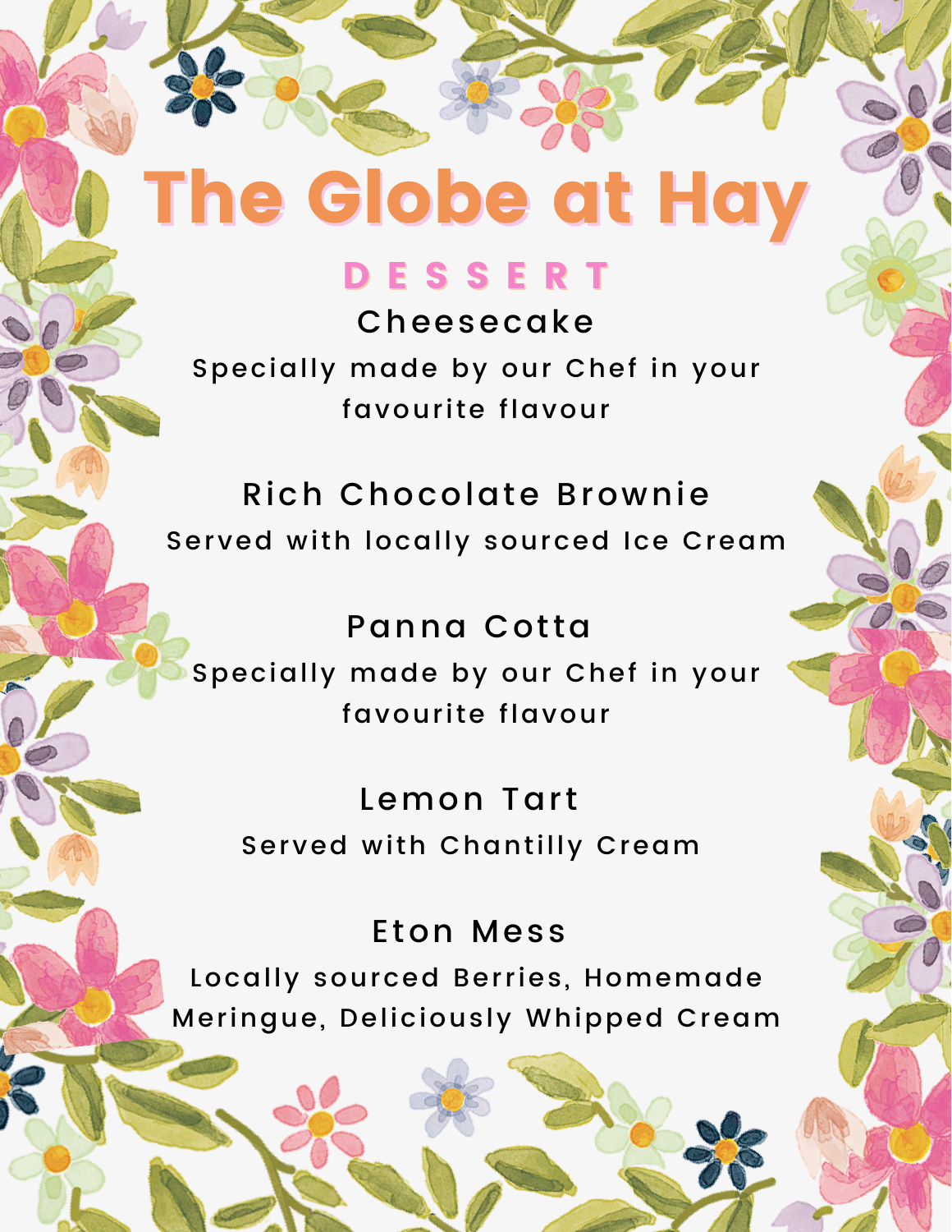# The Globe at Hay

## DESSERT

### Cheesecake

Specially made by our Chef in your favourite flavour

### Rich Chocolate Brownie

Served with locally sourced Ice Cream

### Panna Cotta

Specially made by our Chef in your favourite flavour

### Lemon Tart

Served with Chantilly Cream

### Eton Mess

Locally sourced Berries, Homemade Meringue, Deliciously Whipped Cream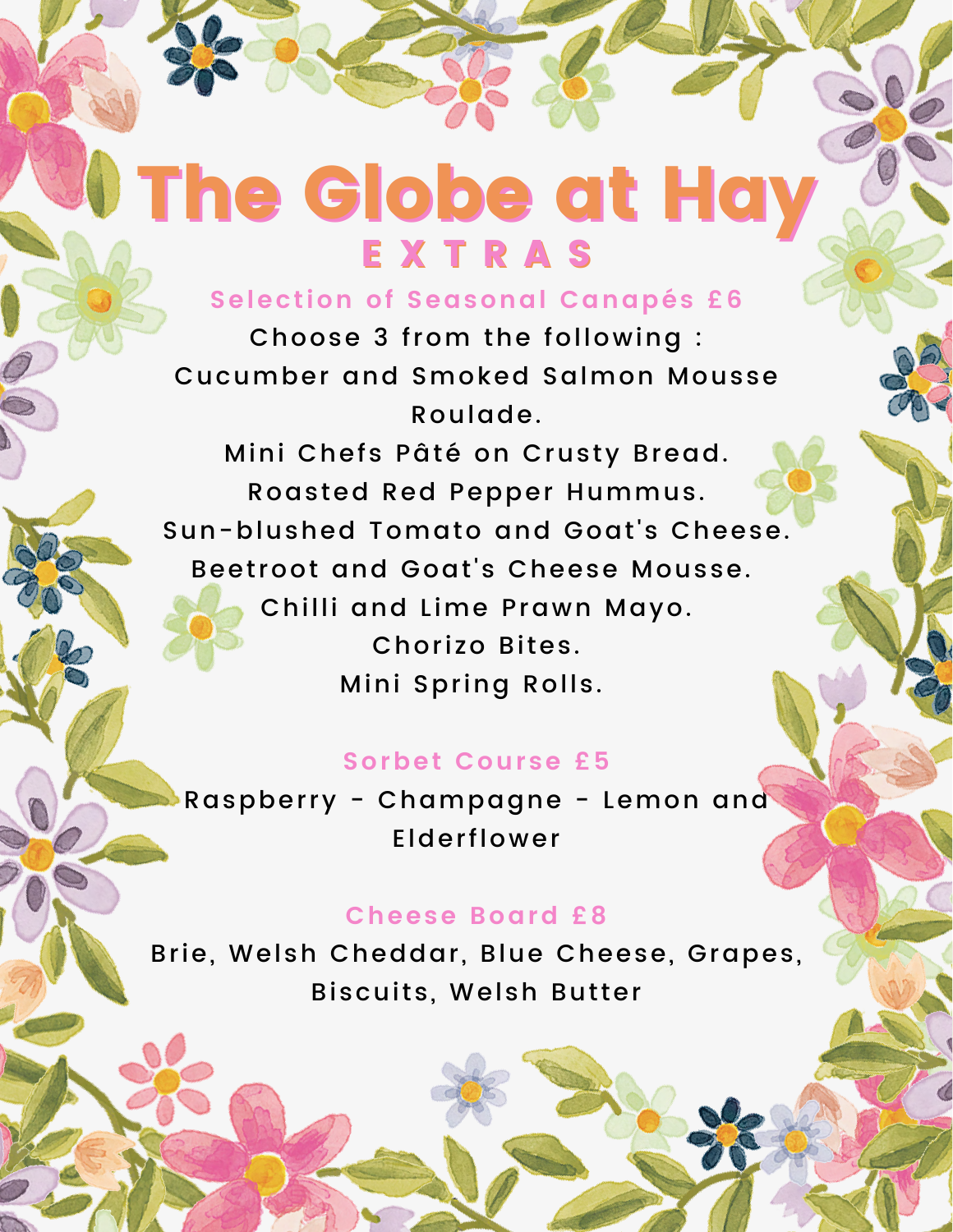# The Globe at Hay

## EXTRAS

### Selection of Seasonal Canapés £6

Choose 3 from the following :

Cucumber and Smoked Salmon Mousse Roulade.

Mini Chefs Pâté on Crusty Bread.

Roasted Red Pepper Hummus.

Sun-blushed Tomato and Goat's Cheese.

Beetroot and Goat's Cheese Mousse.

Chilli and Lime Prawn Mayo.

Chorizo Bites.

Mini Spring Rolls.

### Sorbet Course £5

Raspberry - Champagne - Lemon and Elderflower

### Cheese Board £8

Brie, Welsh Cheddar, Blue Cheese, Grapes, Biscuits, Welsh Butter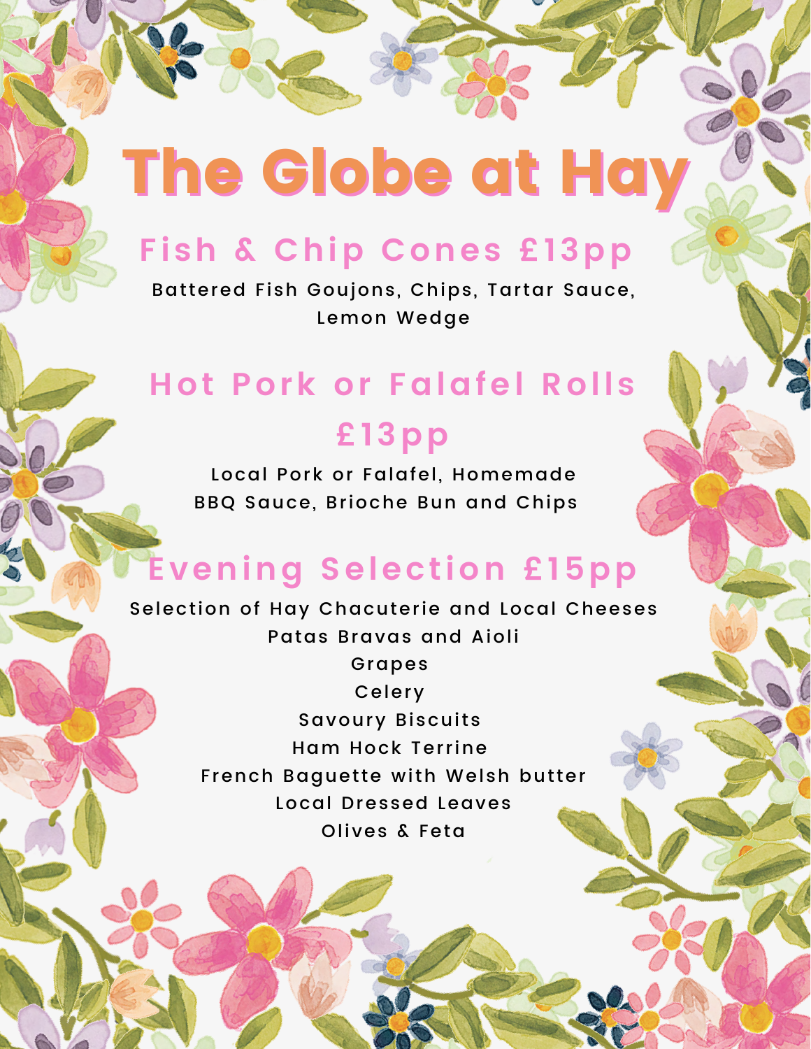# The Globe at Hay

## Fish & Chip Cones £13pp

Battered Fish Goujons, Chips, Tartar Sauce, Lemon Wedge

## Hot Pork or Falafel Rolls £13pp

Local Pork or Falafel, Homemade BBQ Sauce, Brioche Bun and Chips

## Evening Selection £15pp

Selection of Hay Chacuterie and Local Cheeses
Patas Bravas and Aioli
Grapes
Celery
Savoury Biscuits
Ham Hock Terrine
French Baguette with Welsh butter
Local Dressed Leaves
Olives & Feta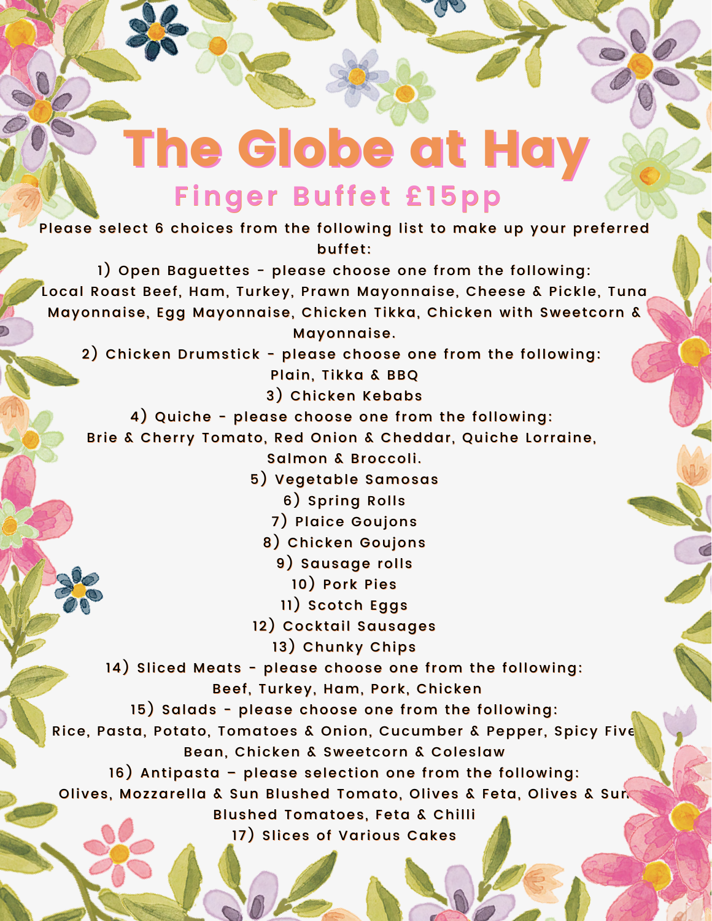# The Globe at Hay

## Finger Buffet £15pp

Please select 6 choices from the following list to make up your preferred buffet:

1) Open Baguettes - please choose one from the following:
Local Roast Beef, Ham, Turkey, Prawn Mayonnaise, Cheese & Pickle, Tuna Mayonnaise, Egg Mayonnaise, Chicken Tikka, Chicken with Sweetcorn & Mayonnaise.

2) Chicken Drumstick - please choose one from the following:
Plain, Tikka & BBQ

3) Chicken Kebabs

4) Quiche - please choose one from the following:
Brie & Cherry Tomato, Red Onion & Cheddar, Quiche Lorraine, Salmon & Broccoli.

5) Vegetable Samosas

6) Spring Rolls

7) Plaice Goujons

8) Chicken Goujons

9) Sausage rolls

10) Pork Pies

11) Scotch Eggs

12) Cocktail Sausages

13) Chunky Chips

14) Sliced Meats - please choose one from the following:
Beef, Turkey, Ham, Pork, Chicken

15) Salads - please choose one from the following:
Rice, Pasta, Potato, Tomatoes & Onion, Cucumber & Pepper, Spicy Five Bean, Chicken & Sweetcorn & Coleslaw

16) Antipasta – please selection one from the following:
Olives, Mozzarella & Sun Blushed Tomato, Olives & Feta, Olives & Sun Blushed Tomatoes, Feta & Chilli

17) Slices of Various Cakes